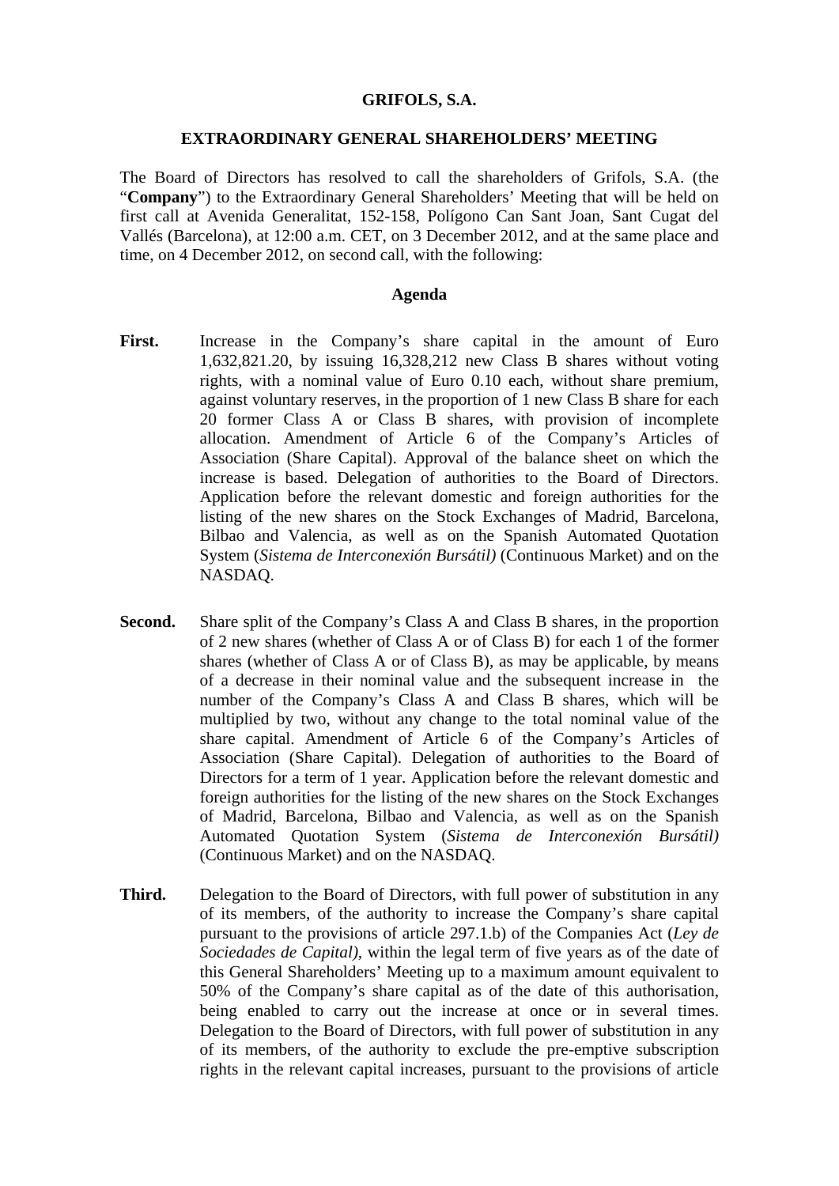**GRIFOLS, S.A.**

**EXTRAORDINARY GENERAL SHAREHOLDERS' MEETING**

The Board of Directors has resolved to call the shareholders of Grifols, S.A. (the "**Company**") to the Extraordinary General Shareholders' Meeting that will be held on first call at Avenida Generalitat, 152-158, Polígono Can Sant Joan, Sant Cugat del Vallés (Barcelona), at 12:00 a.m. CET, on 3 December 2012, and at the same place and time, on 4 December 2012, on second call, with the following:

**Agenda**

**First.** Increase in the Company's share capital in the amount of Euro 1,632,821.20, by issuing 16,328,212 new Class B shares without voting rights, with a nominal value of Euro 0.10 each, without share premium, against voluntary reserves, in the proportion of 1 new Class B share for each 20 former Class A or Class B shares, with provision of incomplete allocation. Amendment of Article 6 of the Company's Articles of Association (Share Capital). Approval of the balance sheet on which the increase is based. Delegation of authorities to the Board of Directors. Application before the relevant domestic and foreign authorities for the listing of the new shares on the Stock Exchanges of Madrid, Barcelona, Bilbao and Valencia, as well as on the Spanish Automated Quotation System (*Sistema de Interconexión Bursátil)* (Continuous Market) and on the NASDAQ.

**Second.** Share split of the Company's Class A and Class B shares, in the proportion of 2 new shares (whether of Class A or of Class B) for each 1 of the former shares (whether of Class A or of Class B), as may be applicable, by means of a decrease in their nominal value and the subsequent increase in the number of the Company's Class A and Class B shares, which will be multiplied by two, without any change to the total nominal value of the share capital. Amendment of Article 6 of the Company's Articles of Association (Share Capital). Delegation of authorities to the Board of Directors for a term of 1 year. Application before the relevant domestic and foreign authorities for the listing of the new shares on the Stock Exchanges of Madrid, Barcelona, Bilbao and Valencia, as well as on the Spanish Automated Quotation System (*Sistema de Interconexión Bursátil)* (Continuous Market) and on the NASDAQ.

**Third.** Delegation to the Board of Directors, with full power of substitution in any of its members, of the authority to increase the Company's share capital pursuant to the provisions of article 297.1.b) of the Companies Act (*Ley de Sociedades de Capital)*, within the legal term of five years as of the date of this General Shareholders' Meeting up to a maximum amount equivalent to 50% of the Company's share capital as of the date of this authorisation, being enabled to carry out the increase at once or in several times. Delegation to the Board of Directors, with full power of substitution in any of its members, of the authority to exclude the pre-emptive subscription rights in the relevant capital increases, pursuant to the provisions of article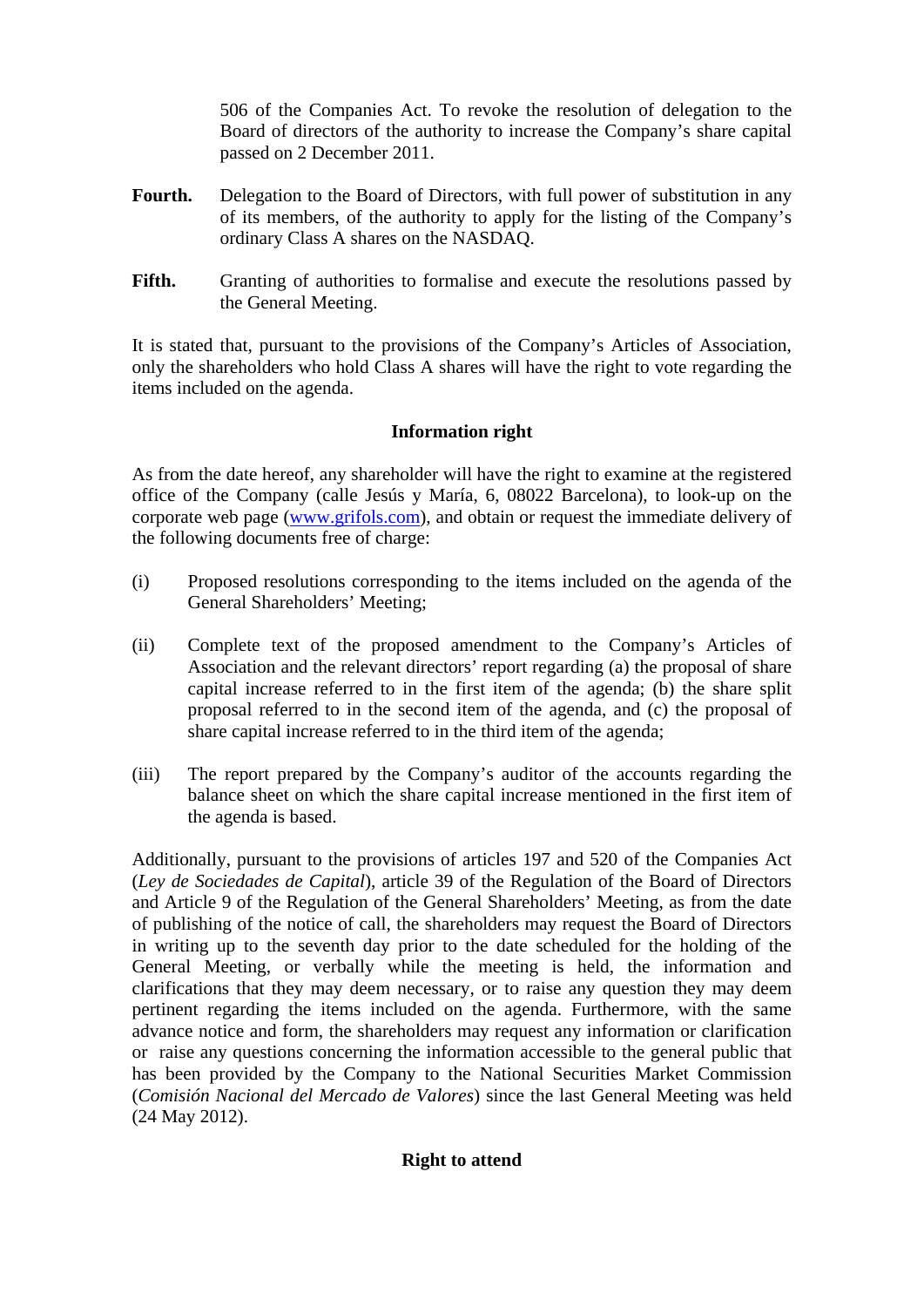506 of the Companies Act. To revoke the resolution of delegation to the Board of directors of the authority to increase the Company's share capital passed on 2 December 2011.

**Fourth.** Delegation to the Board of Directors, with full power of substitution in any of its members, of the authority to apply for the listing of the Company's ordinary Class A shares on the NASDAQ.

**Fifth.** Granting of authorities to formalise and execute the resolutions passed by the General Meeting.

It is stated that, pursuant to the provisions of the Company's Articles of Association, only the shareholders who hold Class A shares will have the right to vote regarding the items included on the agenda.

**Information right**

As from the date hereof, any shareholder will have the right to examine at the registered office of the Company (calle Jesús y María, 6, 08022 Barcelona), to look-up on the corporate web page (www.grifols.com), and obtain or request the immediate delivery of the following documents free of charge:

(i) Proposed resolutions corresponding to the items included on the agenda of the General Shareholders' Meeting;

(ii) Complete text of the proposed amendment to the Company's Articles of Association and the relevant directors' report regarding (a) the proposal of share capital increase referred to in the first item of the agenda; (b) the share split proposal referred to in the second item of the agenda, and (c) the proposal of share capital increase referred to in the third item of the agenda;

(iii) The report prepared by the Company's auditor of the accounts regarding the balance sheet on which the share capital increase mentioned in the first item of the agenda is based.

Additionally, pursuant to the provisions of articles 197 and 520 of the Companies Act (*Ley de Sociedades de Capital*), article 39 of the Regulation of the Board of Directors and Article 9 of the Regulation of the General Shareholders' Meeting, as from the date of publishing of the notice of call, the shareholders may request the Board of Directors in writing up to the seventh day prior to the date scheduled for the holding of the General Meeting, or verbally while the meeting is held, the information and clarifications that they may deem necessary, or to raise any question they may deem pertinent regarding the items included on the agenda. Furthermore, with the same advance notice and form, the shareholders may request any information or clarification or raise any questions concerning the information accessible to the general public that has been provided by the Company to the National Securities Market Commission (*Comisión Nacional del Mercado de Valores*) since the last General Meeting was held (24 May 2012).

**Right to attend**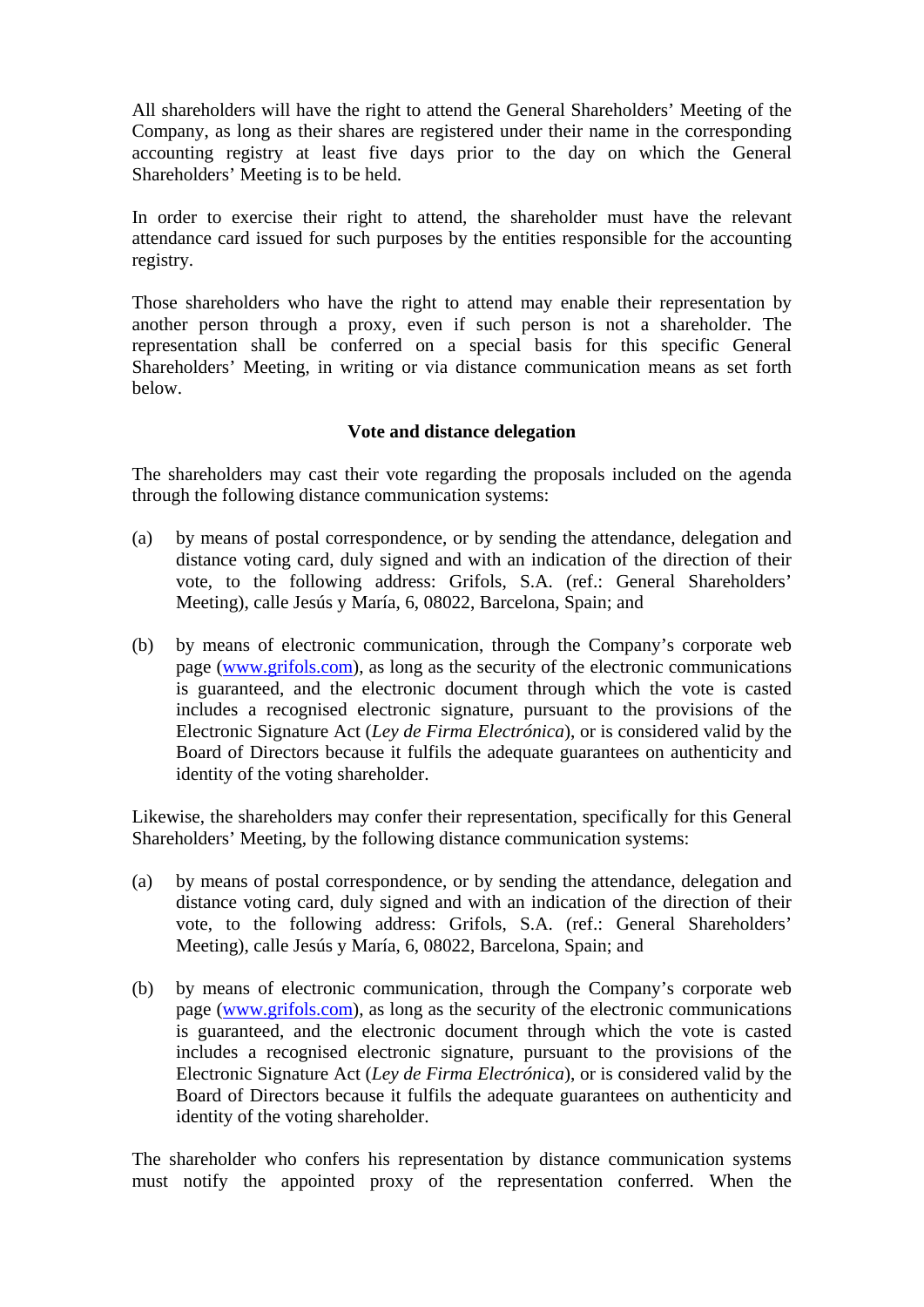All shareholders will have the right to attend the General Shareholders' Meeting of the Company, as long as their shares are registered under their name in the corresponding accounting registry at least five days prior to the day on which the General Shareholders' Meeting is to be held.

In order to exercise their right to attend, the shareholder must have the relevant attendance card issued for such purposes by the entities responsible for the accounting registry.

Those shareholders who have the right to attend may enable their representation by another person through a proxy, even if such person is not a shareholder. The representation shall be conferred on a special basis for this specific General Shareholders' Meeting, in writing or via distance communication means as set forth below.

**Vote and distance delegation**

The shareholders may cast their vote regarding the proposals included on the agenda through the following distance communication systems:

(a) by means of postal correspondence, or by sending the attendance, delegation and distance voting card, duly signed and with an indication of the direction of their vote, to the following address: Grifols, S.A. (ref.: General Shareholders' Meeting), calle Jesús y María, 6, 08022, Barcelona, Spain; and

(b) by means of electronic communication, through the Company's corporate web page (www.grifols.com), as long as the security of the electronic communications is guaranteed, and the electronic document through which the vote is casted includes a recognised electronic signature, pursuant to the provisions of the Electronic Signature Act (*Ley de Firma Electrónica*), or is considered valid by the Board of Directors because it fulfils the adequate guarantees on authenticity and identity of the voting shareholder.

Likewise, the shareholders may confer their representation, specifically for this General Shareholders' Meeting, by the following distance communication systems:

(a) by means of postal correspondence, or by sending the attendance, delegation and distance voting card, duly signed and with an indication of the direction of their vote, to the following address: Grifols, S.A. (ref.: General Shareholders' Meeting), calle Jesús y María, 6, 08022, Barcelona, Spain; and

(b) by means of electronic communication, through the Company's corporate web page (www.grifols.com), as long as the security of the electronic communications is guaranteed, and the electronic document through which the vote is casted includes a recognised electronic signature, pursuant to the provisions of the Electronic Signature Act (*Ley de Firma Electrónica*), or is considered valid by the Board of Directors because it fulfils the adequate guarantees on authenticity and identity of the voting shareholder.

The shareholder who confers his representation by distance communication systems must notify the appointed proxy of the representation conferred. When the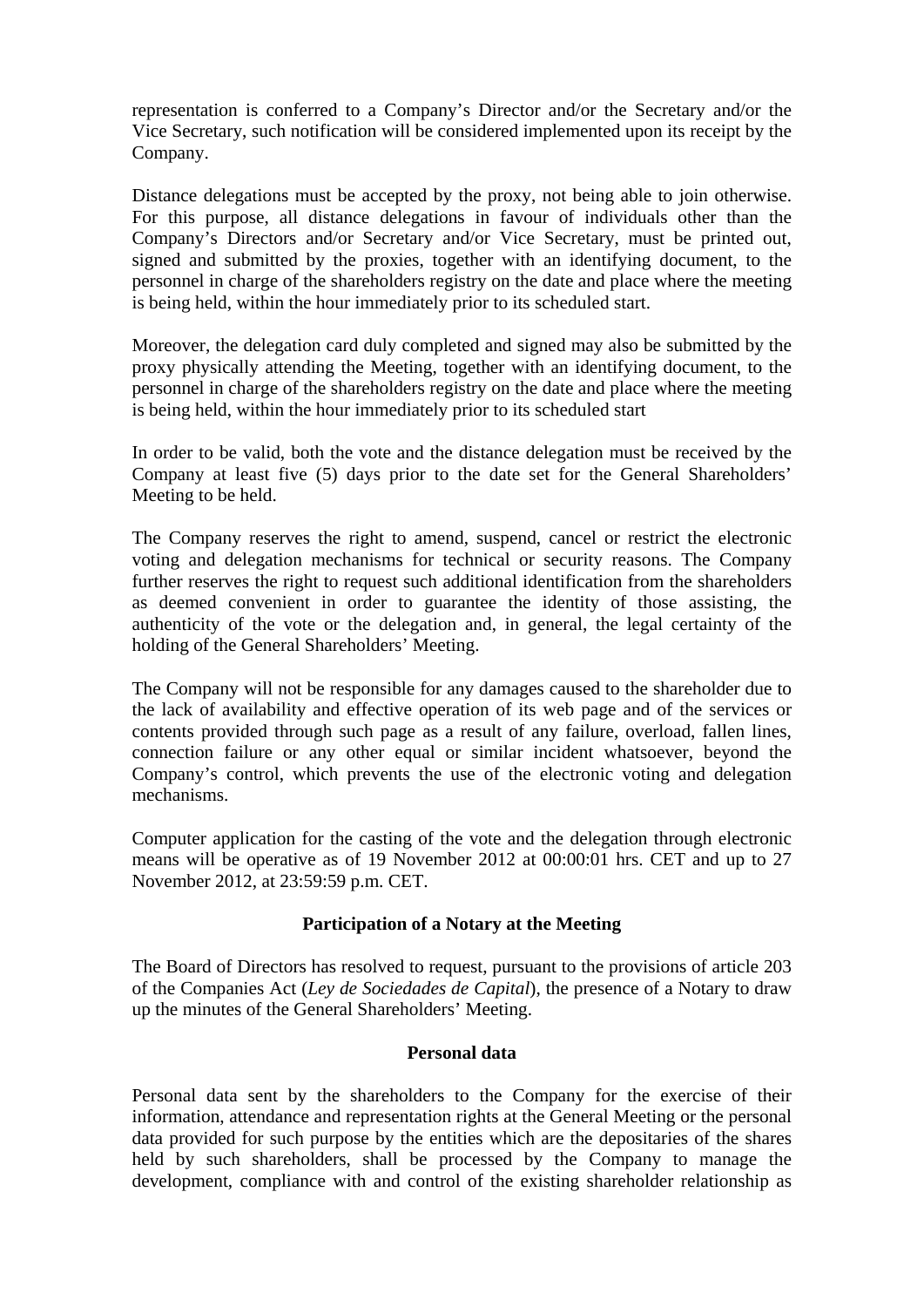representation is conferred to a Company's Director and/or the Secretary and/or the Vice Secretary, such notification will be considered implemented upon its receipt by the Company.

Distance delegations must be accepted by the proxy, not being able to join otherwise. For this purpose, all distance delegations in favour of individuals other than the Company's Directors and/or Secretary and/or Vice Secretary, must be printed out, signed and submitted by the proxies, together with an identifying document, to the personnel in charge of the shareholders registry on the date and place where the meeting is being held, within the hour immediately prior to its scheduled start.

Moreover, the delegation card duly completed and signed may also be submitted by the proxy physically attending the Meeting, together with an identifying document, to the personnel in charge of the shareholders registry on the date and place where the meeting is being held, within the hour immediately prior to its scheduled start

In order to be valid, both the vote and the distance delegation must be received by the Company at least five (5) days prior to the date set for the General Shareholders' Meeting to be held.

The Company reserves the right to amend, suspend, cancel or restrict the electronic voting and delegation mechanisms for technical or security reasons. The Company further reserves the right to request such additional identification from the shareholders as deemed convenient in order to guarantee the identity of those assisting, the authenticity of the vote or the delegation and, in general, the legal certainty of the holding of the General Shareholders' Meeting.

The Company will not be responsible for any damages caused to the shareholder due to the lack of availability and effective operation of its web page and of the services or contents provided through such page as a result of any failure, overload, fallen lines, connection failure or any other equal or similar incident whatsoever, beyond the Company's control, which prevents the use of the electronic voting and delegation mechanisms.

Computer application for the casting of the vote and the delegation through electronic means will be operative as of 19 November 2012 at 00:00:01 hrs. CET and up to 27 November 2012, at 23:59:59 p.m. CET.

**Participation of a Notary at the Meeting**

The Board of Directors has resolved to request, pursuant to the provisions of article 203 of the Companies Act (*Ley de Sociedades de Capital*), the presence of a Notary to draw up the minutes of the General Shareholders' Meeting.

**Personal data**

Personal data sent by the shareholders to the Company for the exercise of their information, attendance and representation rights at the General Meeting or the personal data provided for such purpose by the entities which are the depositaries of the shares held by such shareholders, shall be processed by the Company to manage the development, compliance with and control of the existing shareholder relationship as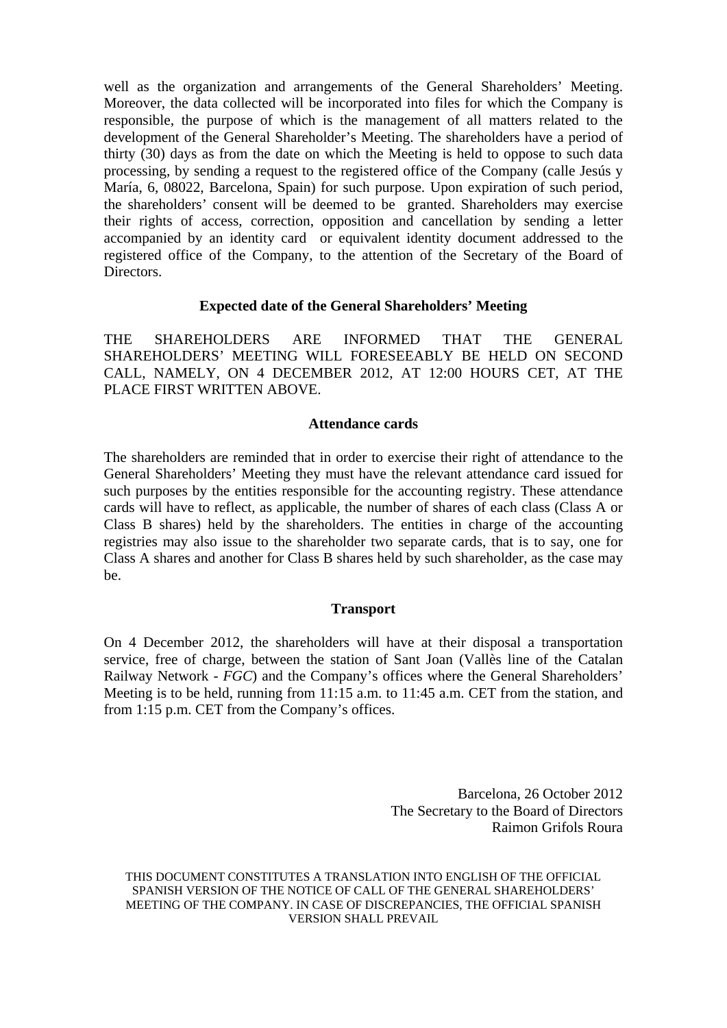well as the organization and arrangements of the General Shareholders' Meeting. Moreover, the data collected will be incorporated into files for which the Company is responsible, the purpose of which is the management of all matters related to the development of the General Shareholder's Meeting. The shareholders have a period of thirty (30) days as from the date on which the Meeting is held to oppose to such data processing, by sending a request to the registered office of the Company (calle Jesús y María, 6, 08022, Barcelona, Spain) for such purpose. Upon expiration of such period, the shareholders' consent will be deemed to be granted. Shareholders may exercise their rights of access, correction, opposition and cancellation by sending a letter accompanied by an identity card or equivalent identity document addressed to the registered office of the Company, to the attention of the Secretary of the Board of Directors.

**Expected date of the General Shareholders' Meeting**

THE SHAREHOLDERS ARE INFORMED THAT THE GENERAL SHAREHOLDERS' MEETING WILL FORESEEABLY BE HELD ON SECOND CALL, NAMELY, ON 4 DECEMBER 2012, AT 12:00 HOURS CET, AT THE PLACE FIRST WRITTEN ABOVE.

**Attendance cards**

The shareholders are reminded that in order to exercise their right of attendance to the General Shareholders' Meeting they must have the relevant attendance card issued for such purposes by the entities responsible for the accounting registry. These attendance cards will have to reflect, as applicable, the number of shares of each class (Class A or Class B shares) held by the shareholders. The entities in charge of the accounting registries may also issue to the shareholder two separate cards, that is to say, one for Class A shares and another for Class B shares held by such shareholder, as the case may be.

**Transport**

On 4 December 2012, the shareholders will have at their disposal a transportation service, free of charge, between the station of Sant Joan (Vallès line of the Catalan Railway Network - *FGC*) and the Company's offices where the General Shareholders' Meeting is to be held, running from 11:15 a.m. to 11:45 a.m. CET from the station, and from 1:15 p.m. CET from the Company's offices.

Barcelona, 26 October 2012
The Secretary to the Board of Directors
Raimon Grifols Roura

THIS DOCUMENT CONSTITUTES A TRANSLATION INTO ENGLISH OF THE OFFICIAL SPANISH VERSION OF THE NOTICE OF CALL OF THE GENERAL SHAREHOLDERS' MEETING OF THE COMPANY. IN CASE OF DISCREPANCIES, THE OFFICIAL SPANISH VERSION SHALL PREVAIL